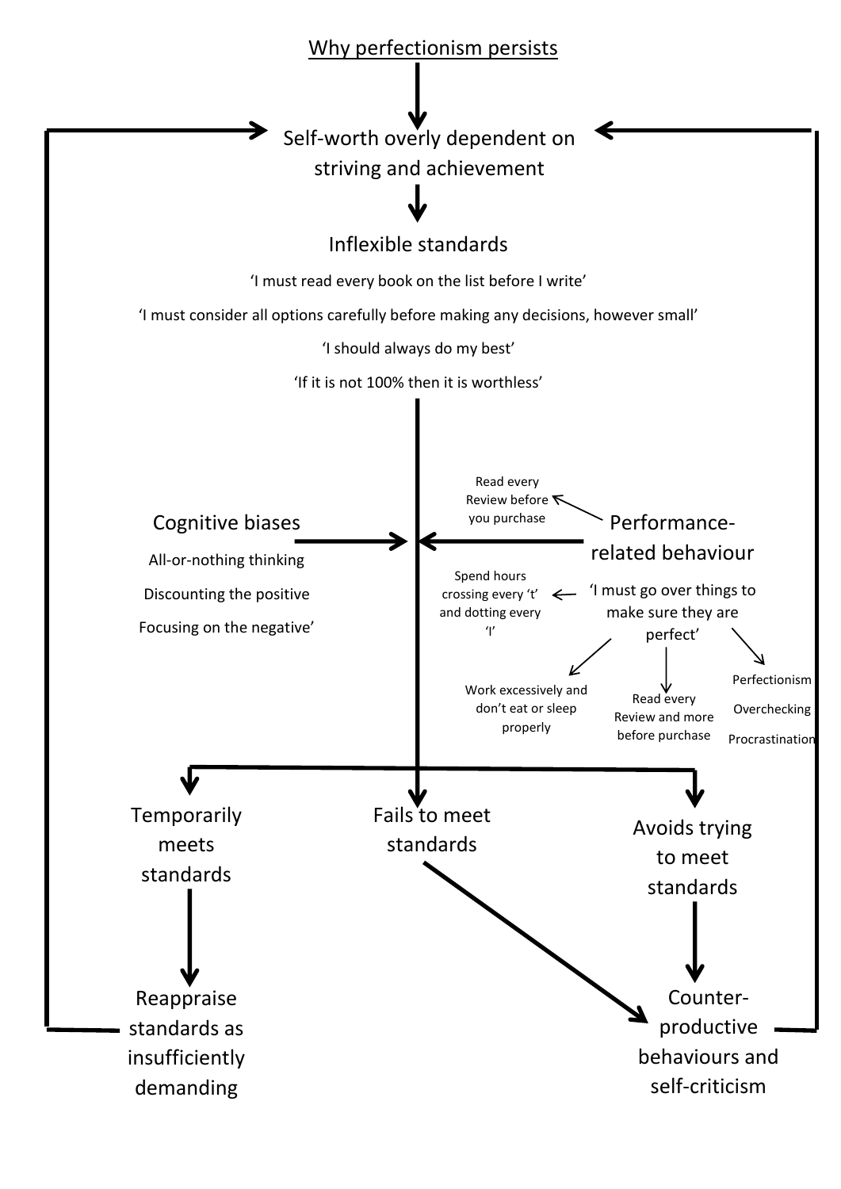# Why perfectionism persists

Self-worth overly dependent on striving and achievement

## Inflexible standards

'I must read every book on the list before I write'

'I must consider all options carefully before making any decisions, however small'

'I should always do my best'

'If it is not 100% then it is worthless'

## Cognitive biases

All-or-nothing thinking

Discounting the positive

Focusing on the negative'

## Performance-related behaviour

Read every Review before you purchase

'I must go over things to make sure they are perfect'

Spend hours crossing every 't' and dotting every 'I'

Work excessively and don't eat or sleep properly

Read every Review and more before purchase

Perfectionism

Overchecking

Procrastination

Temporarily meets standards

Fails to meet standards

Avoids trying to meet standards

Reappraise standards as insufficiently demanding

Counter-productive behaviours and self-criticism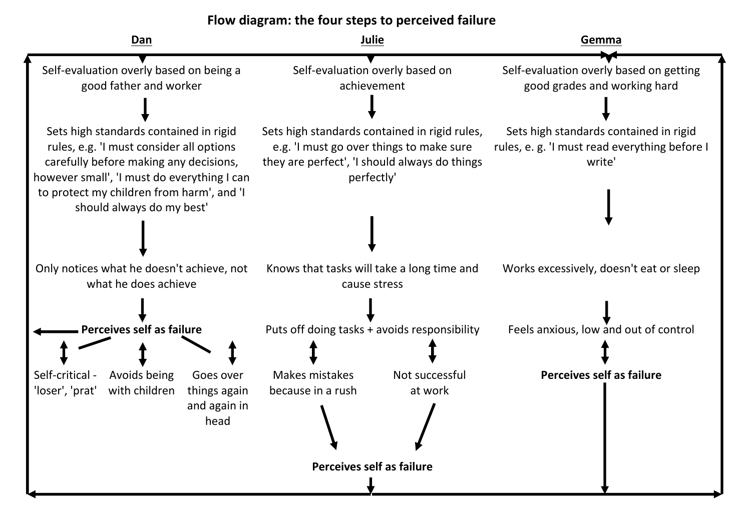## Flow diagram: the four steps to perceived failure

**Dan**

Self-evaluation overly based on being a good father and worker

Sets high standards contained in rigid rules, e.g. 'I must consider all options carefully before making any decisions, however small', 'I must do everything I can to protect my children from harm', and 'I should always do my best'

Only notices what he doesn't achieve, not what he does achieve

**Perceives self as failure**

Self-critical - 'loser', 'prat'

Avoids being with children

Goes over things again and again in head

**Julie**

Self-evaluation overly based on achievement

Sets high standards contained in rigid rules, e.g. 'I must go over things to make sure they are perfect', 'I should always do things perfectly'

Knows that tasks will take a long time and cause stress

Puts off doing tasks + avoids responsibility

Makes mistakes because in a rush

Not successful at work

**Perceives self as failure**

**Gemma**

Self-evaluation overly based on getting good grades and working hard

Sets high standards contained in rigid rules, e. g. 'I must read everything before I write'

Works excessively, doesn't eat or sleep

Feels anxious, low and out of control

**Perceives self as failure**